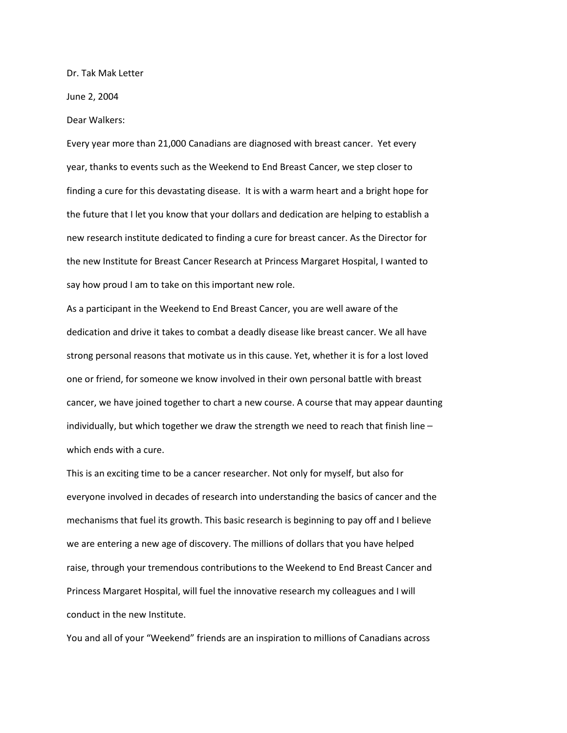Dr. Tak Mak Letter

June 2, 2004

Dear Walkers:

Every year more than 21,000 Canadians are diagnosed with breast cancer. Yet every year, thanks to events such as the Weekend to End Breast Cancer, we step closer to finding a cure for this devastating disease. It is with a warm heart and a bright hope for the future that I let you know that your dollars and dedication are helping to establish a new research institute dedicated to finding a cure for breast cancer. As the Director for the new Institute for Breast Cancer Research at Princess Margaret Hospital, I wanted to say how proud I am to take on this important new role.

As a participant in the Weekend to End Breast Cancer, you are well aware of the dedication and drive it takes to combat a deadly disease like breast cancer. We all have strong personal reasons that motivate us in this cause. Yet, whether it is for a lost loved one or friend, for someone we know involved in their own personal battle with breast cancer, we have joined together to chart a new course. A course that may appear daunting individually, but which together we draw the strength we need to reach that finish line – which ends with a cure.

This is an exciting time to be a cancer researcher. Not only for myself, but also for everyone involved in decades of research into understanding the basics of cancer and the mechanisms that fuel its growth. This basic research is beginning to pay off and I believe we are entering a new age of discovery. The millions of dollars that you have helped raise, through your tremendous contributions to the Weekend to End Breast Cancer and Princess Margaret Hospital, will fuel the innovative research my colleagues and I will conduct in the new Institute.

You and all of your "Weekend" friends are an inspiration to millions of Canadians across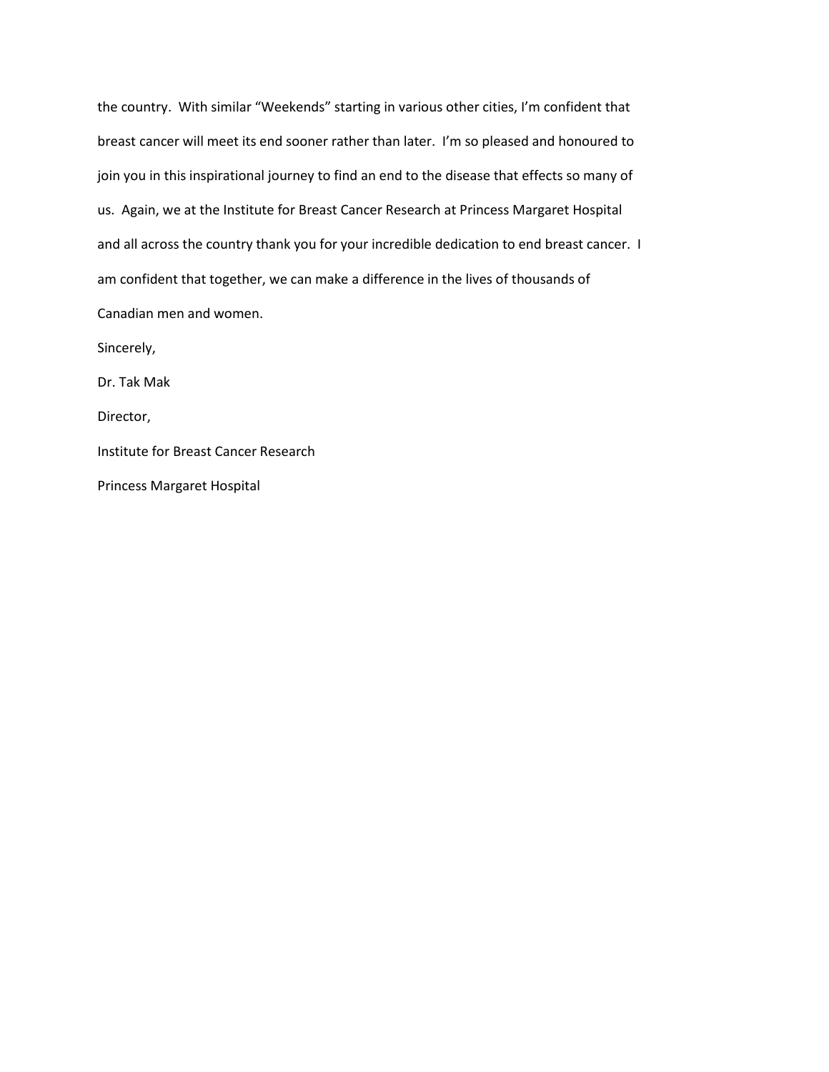the country. With similar "Weekends" starting in various other cities, I'm confident that breast cancer will meet its end sooner rather than later. I'm so pleased and honoured to join you in this inspirational journey to find an end to the disease that effects so many of us. Again, we at the Institute for Breast Cancer Research at Princess Margaret Hospital and all across the country thank you for your incredible dedication to end breast cancer. I am confident that together, we can make a difference in the lives of thousands of Canadian men and women.

Sincerely,

Dr. Tak Mak

Director,

Institute for Breast Cancer Research

Princess Margaret Hospital